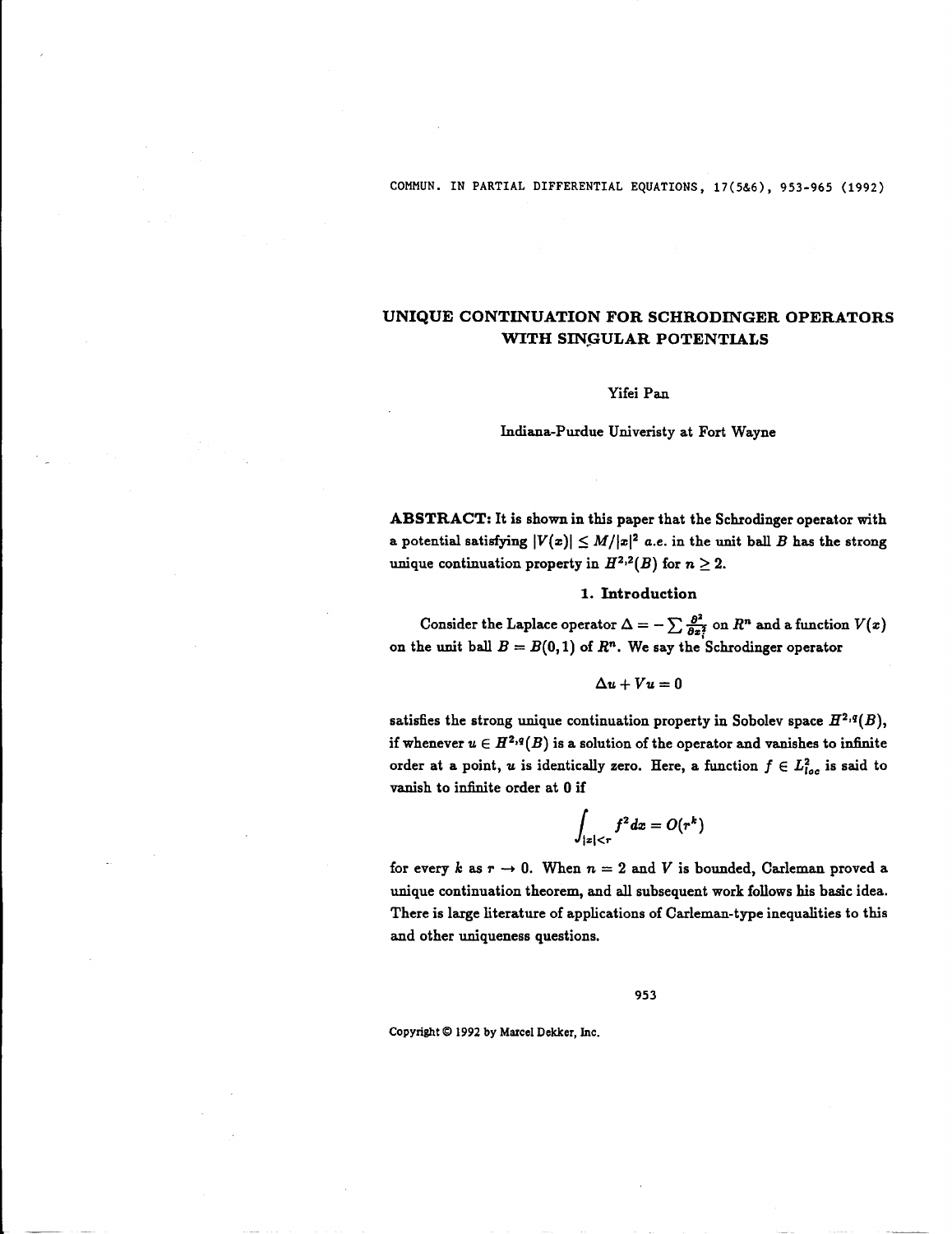# UNIQUE CONTINUATION FOR SCHRODINGER OPERATORS WITH SINGULAR POTENTIALS

Yifei Pan

Indiana-Purdue Univeristy at Fort Wayne

**ABSTRACT:** It is shown in this paper that the Schrodinger operator with a potential satisfying $|V(x)| \leq M/|x|^2$ *a.e.* in the unit ball $B$ has the strong unique continuation property in $H^{2,2}(B)$ for $n \geq 2$.

## 1. Introduction

Consider the Laplace operator $\Delta = -\sum \frac{\partial^2}{\partial x_i^2}$ on $R^n$ and a function $V(x)$ on the unit ball $B = B(0,1)$ of $R^n$. We say the Schrodinger operator

$$\Delta u + Vu = 0$$

satisfies the strong unique continuation property in Sobolev space $H^{2,q}(B)$, if whenever $u \in H^{2,q}(B)$ is a solution of the operator and vanishes to infinite order at a point, $u$ is identically zero. Here, a function $f \in L^2_{loc}$ is said to vanish to infinite order at 0 if

$$\int_{|x|<r} f^2 dx = O(r^k)$$

for every $k$ as $r \to 0$. When $n = 2$ and $V$ is bounded, Carleman proved a unique continuation theorem, and all subsequent work follows his basic idea. There is large literature of applications of Carleman-type inequalities to this and other uniqueness questions.

Copyright © 1992 by Marcel Dekker, Inc.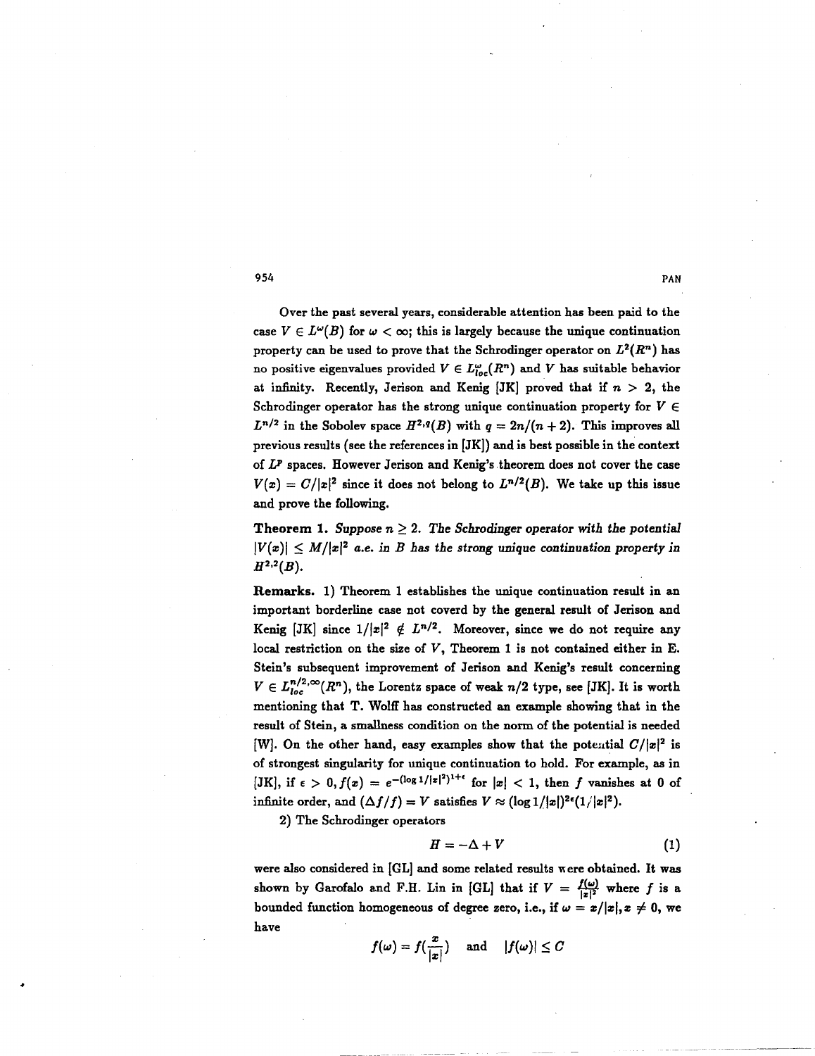Over the past several years, considerable attention has been paid to the case $V \in L^{\omega}(B)$ for $\omega < \infty$; this is largely because the unique continuation property can be used to prove that the Schrodinger operator on $L^2(R^n)$ has no positive eigenvalues provided $V \in L^{\omega}_{loc}(R^n)$ and $V$ has suitable behavior at infinity. Recently, Jerison and Kenig [JK] proved that if $n > 2$, the Schrodinger operator has the strong unique continuation property for $V \in L^{n/2}$ in the Sobolev space $H^{2,q}(B)$ with $q = 2n/(n+2)$. This improves all previous results (see the references in [JK]) and is best possible in the context of $L^p$ spaces. However Jerison and Kenig's theorem does not cover the case $V(x) = C/|x|^2$ since it does not belong to $L^{n/2}(B)$. We take up this issue and prove the following.

**Theorem 1.** *Suppose $n \geq 2$. The Schrodinger operator with the potential $|V(x)| \leq M/|x|^2$ a.e. in $B$ has the strong unique continuation property in $H^{2,2}(B)$.*

**Remarks.** 1) Theorem 1 establishes the unique continuation result in an important borderline case not coverd by the general result of Jerison and Kenig [JK] since $1/|x|^2 \notin L^{n/2}$. Moreover, since we do not require any local restriction on the size of $V$, Theorem 1 is not contained either in E. Stein's subsequent improvement of Jerison and Kenig's result concerning $V \in L^{n/2,\infty}_{loc}(R^n)$, the Lorentz space of weak $n/2$ type, see [JK]. It is worth mentioning that T. Wolff has constructed an example showing that in the result of Stein, a smallness condition on the norm of the potential is needed [W]. On the other hand, easy examples show that the potential $C/|x|^2$ is of strongest singularity for unique continuation to hold. For example, as in [JK], if $\epsilon > 0, f(x) = e^{-(\log 1/|x|^2)^{1+\epsilon}}$ for $|x| < 1$, then $f$ vanishes at 0 of infinite order, and $(\Delta f/f) = V$ satisfies $V \approx (\log 1/|x|)^{2\epsilon}(1/|x|^2)$.

2) The Schrodinger operators

$$H = -\Delta + V \tag{1}$$

were also considered in [GL] and some related results were obtained. It was shown by Garofalo and F.H. Lin in [GL] that if $V = \frac{f(\omega)}{|x|^2}$ where $f$ is a bounded function homogeneous of degree zero, i.e., if $\omega = x/|x|, x \neq 0$, we have

$$f(\omega) = f(\frac{x}{|x|}) \quad \text{and} \quad |f(\omega)| \leq C$$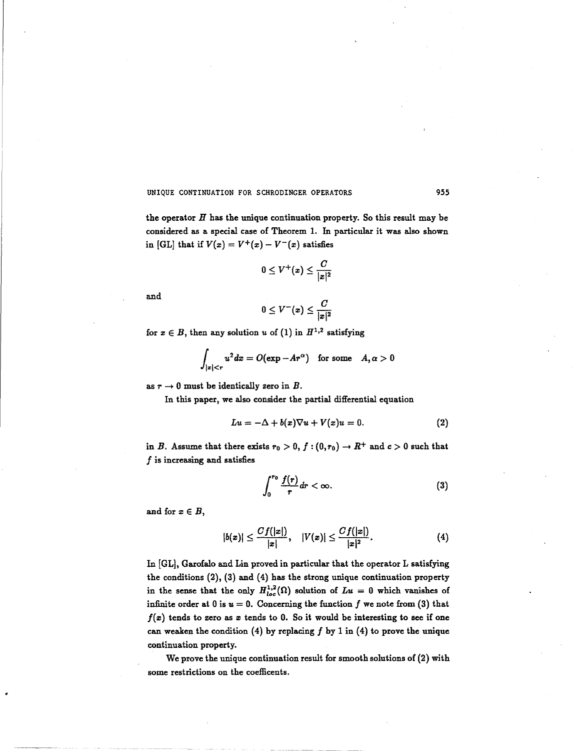the operator $H$ has the unique continuation property. So this result may be considered as a special case of Theorem 1. In particular it was also shown in [GL] that if $V(x) = V^+(x) - V^-(x)$ satisfies

$$0 \leq V^+(x) \leq \frac{C}{|x|^2}$$

and

$$0 \leq V^-(x) \leq \frac{C}{|x|^2}$$

for $x \in B$, then any solution $u$ of (1) in $H^{1,2}$ satisfying

$$\int_{|x|<r} u^2 dx = O(\exp -Ar^\alpha) \quad \text{for some} \quad A, \alpha > 0$$

as $r \to 0$ must be identically zero in $B$.

In this paper, we also consider the partial differential equation

$$Lu = -\Delta + b(x)\nabla u + V(x)u = 0. \tag{2}$$

in $B$. Assume that there exists $r_0 > 0$, $f : (0, r_0) \to R^+$ and $c > 0$ such that $f$ is increasing and satisfies

$$\int_0^{r_0} \frac{f(r)}{r} dr < \infty. \tag{3}$$

and for $x \in B$,

$$|b(x)| \leq \frac{Cf(|x|)}{|x|}, \quad |V(x)| \leq \frac{Cf(|x|)}{|x|^2}. \tag{4}$$

In [GL], Garofalo and Lin proved in particular that the operator L satisfying the conditions (2), (3) and (4) has the strong unique continuation property in the sense that the only $H^{1,2}_{loc}(\Omega)$ solution of $Lu = 0$ which vanishes of infinite order at 0 is $u = 0$. Concerning the function $f$ we note from (3) that $f(x)$ tends to zero as $x$ tends to 0. So it would be interesting to see if one can weaken the condition (4) by replacing $f$ by 1 in (4) to prove the unique continuation property.

We prove the unique continuation result for smooth solutions of (2) with some restrictions on the coefficents.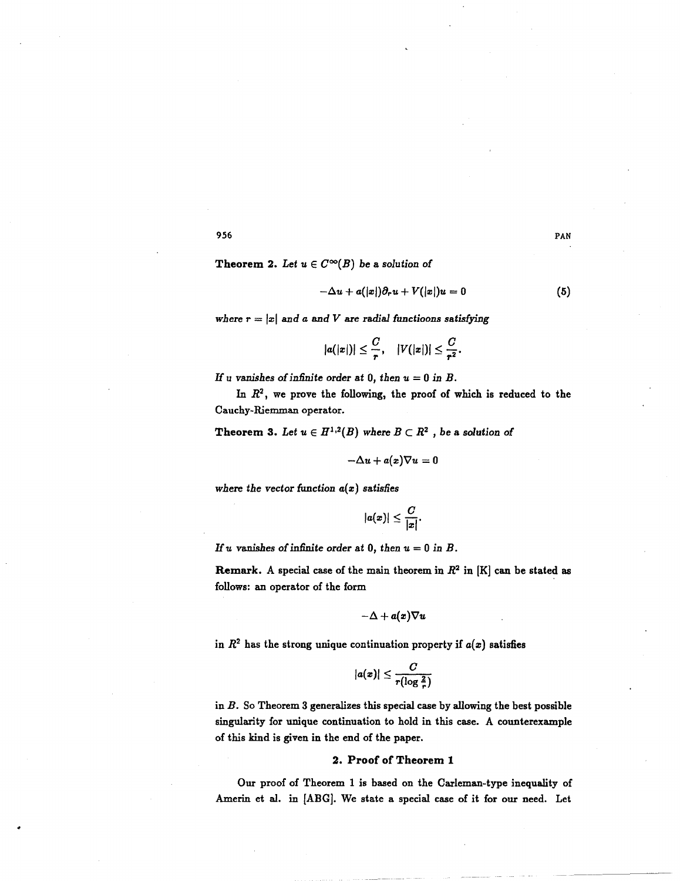**Theorem 2.** *Let $u \in C^\infty(B)$ be a solution of*

$$-\Delta u + a(|x|)\partial_r u + V(|x|)u = 0 \tag{5}$$

*where $r = |x|$ and $a$ and $V$ are radial functioons satisfying*

$$|a(|x|)| \leq \frac{C}{r}, \quad |V(|x|)| \leq \frac{C}{r^2}.$$

*If $u$ vanishes of infinite order at 0, then $u = 0$ in $B$.*

In $R^2$, we prove the following, the proof of which is reduced to the Cauchy-Riemman operator.

**Theorem 3.** *Let $u \in H^{1,2}(B)$ where $B \subset R^2$, be a solution of*

$$-\Delta u + a(x)\nabla u = 0$$

*where the vector function $a(x)$ satisfies*

$$|a(x)| \leq \frac{C}{|x|}.$$

*If $u$ vanishes of infinite order at 0, then $u = 0$ in $B$.*

**Remark.** A special case of the main theorem in $R^2$ in [K] can be stated as follows: an operator of the form

$$-\Delta + a(x)\nabla u$$

in $R^2$ has the strong unique continuation property if $a(x)$ satisfies

$$|a(x)| \leq \frac{C}{r(\log \frac{2}{r})}$$

in $B$. So Theorem 3 generalizes this special case by allowing the best possible singularity for unique continuation to hold in this case. A counterexample of this kind is given in the end of the paper.

## 2. Proof of Theorem 1

Our proof of Theorem 1 is based on the Carleman-type inequality of Amerin et al. in [ABG]. We state a special case of it for our need. Let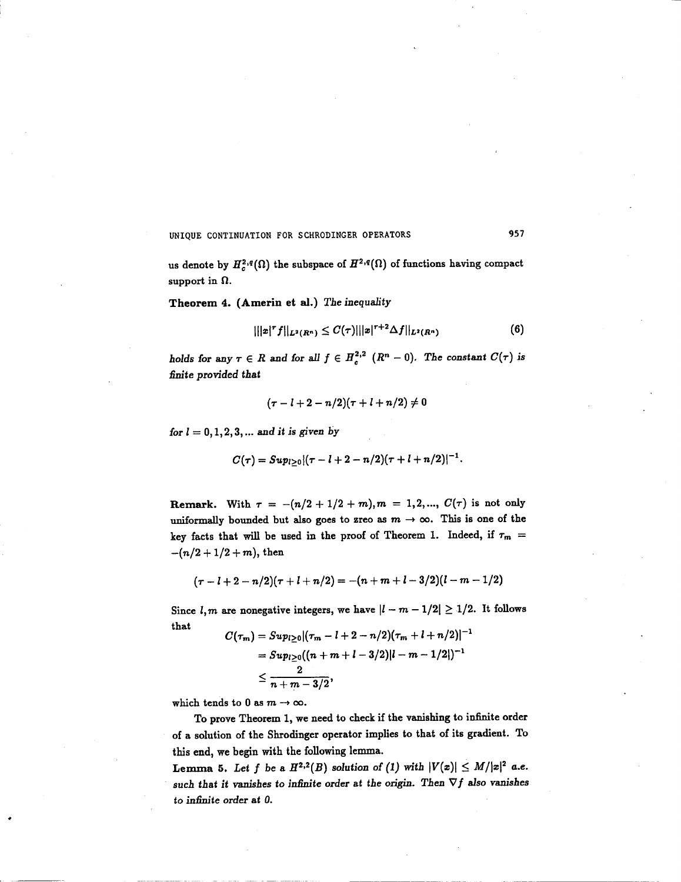us denote by $H_c^{2,q}(\Omega)$ the subspace of $H^{2,q}(\Omega)$ of functions having compact support in $\Omega$.

**Theorem 4. (Amerin et al.)** *The inequality*

$$|||x|^\tau f||_{L^2(R^n)} \leq C(\tau)|||x|^{\tau+2}\Delta f||_{L^2(R^n)} \tag{6}$$

*holds for any $\tau \in R$ and for all $f \in H_c^{2,2}$ $(R^n - 0)$. The constant $C(\tau)$ is finite provided that*

$$(\tau - l + 2 - n/2)(\tau + l + n/2) \neq 0$$

*for $l = 0, 1, 2, 3, \ldots$ and it is given by*

$$C(\tau) = Sup_{l\geq 0}|(\tau - l + 2 - n/2)(\tau + l + n/2)|^{-1}.$$

**Remark.** With $\tau = -(n/2 + 1/2 + m), m = 1, 2, \ldots$, $C(\tau)$ is not only uniformally bounded but also goes to zreo as $m \to \infty$. This is one of the key facts that will be used in the proof of Theorem 1. Indeed, if $\tau_m = -(n/2 + 1/2 + m)$, then

$$(\tau - l + 2 - n/2)(\tau + l + n/2) = -(n + m + l - 3/2)(l - m - 1/2)$$

Since $l, m$ are nonegative integers, we have $|l - m - 1/2| \geq 1/2$. It follows that

$$\begin{aligned} C(\tau_m) &= Sup_{l\geq 0}|(\tau_m - l + 2 - n/2)(\tau_m + l + n/2)|^{-1} \\ &= Sup_{l\geq 0}((n + m + l - 3/2)|l - m - 1/2|)^{-1} \\ &\leq \frac{2}{n + m - 3/2}, \end{aligned}$$

which tends to 0 as $m \to \infty$.

To prove Theorem 1, we need to check if the vanishing to infinite order of a solution of the Shrodinger operator implies to that of its gradient. To this end, we begin with the following lemma.

**Lemma 5.** *Let $f$ be a $H^{2,2}(B)$ solution of (1) with $|V(x)| \leq M/|x|^2$ a.e. such that it vanishes to infinite order at the origin. Then $\nabla f$ also vanishes to infinite order at 0.*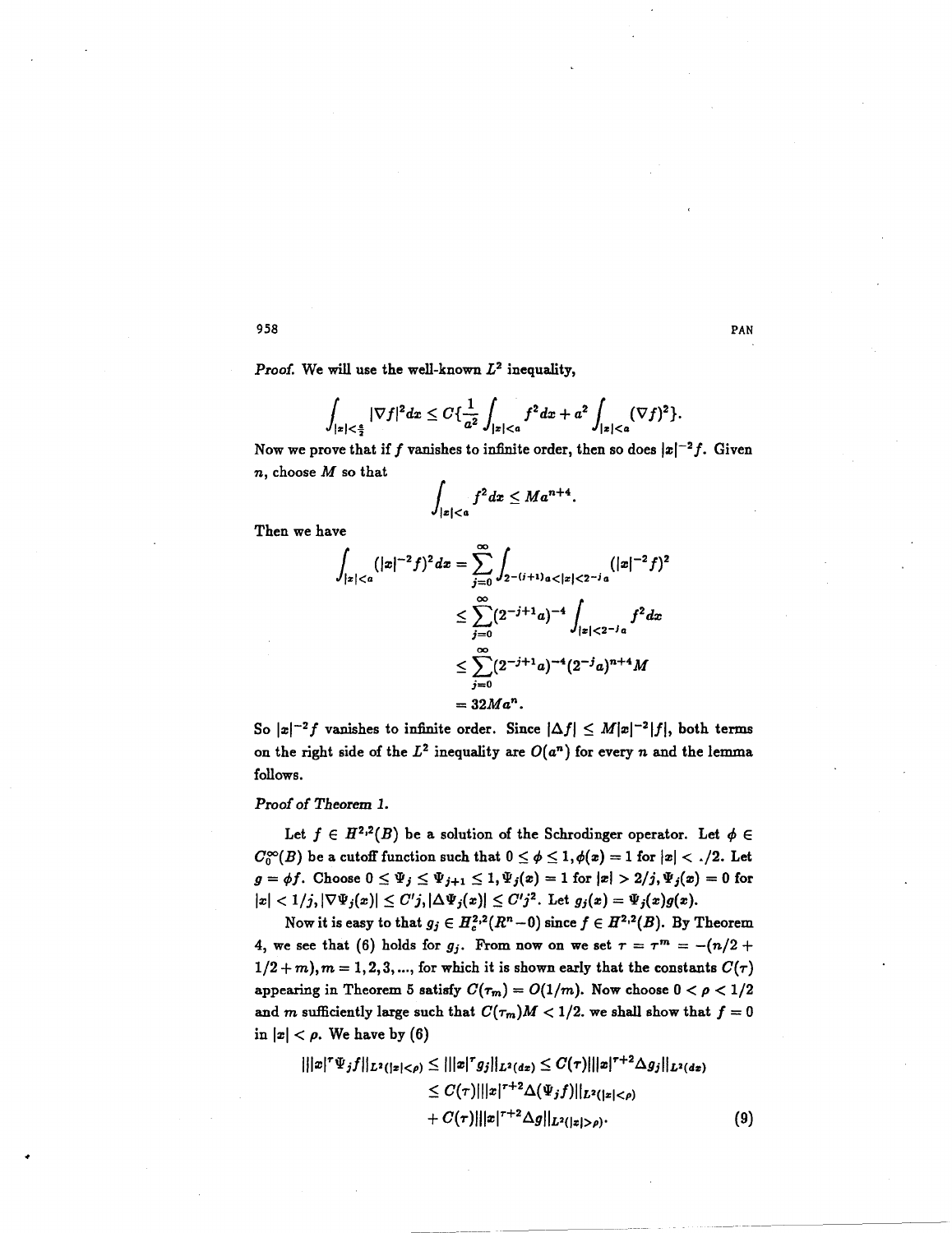*Proof.* We will use the well-known $L^2$ inequality,

$$\int_{|x|<\frac{a}{2}} |\nabla f|^2 dx \leq C\{\frac{1}{a^2}\int_{|x|<a} f^2 dx + a^2 \int_{|x|<a} (\nabla f)^2\}.$$

Now we prove that if $f$ vanishes to infinite order, then so does $|x|^{-2}f$. Given $n$, choose $M$ so that

$$\int_{|x|<a} f^2 dx \leq Ma^{n+4}.$$

Then we have

$$\begin{aligned}
\int_{|x|<a} (|x|^{-2}f)^2 dx &= \sum_{j=0}^{\infty} \int_{2^{-(j+1)}a<|x|<2^{-j}a} (|x|^{-2}f)^2 \\
&\leq \sum_{j=0}^{\infty} (2^{-j+1}a)^{-4} \int_{|x|<2^{-j}a} f^2 dx \\
&\leq \sum_{j=0}^{\infty} (2^{-j+1}a)^{-4} (2^{-j}a)^{n+4} M \\
&= 32Ma^n.
\end{aligned}$$

So $|x|^{-2}f$ vanishes to infinite order. Since $|\Delta f| \leq M|x|^{-2}|f|$, both terms on the right side of the $L^2$ inequality are $O(a^n)$ for every $n$ and the lemma follows.

*Proof of Theorem 1.*

Let $f \in H^{2,2}(B)$ be a solution of the Schrodinger operator. Let $\phi \in C_0^\infty(B)$ be a cutoff function such that $0 \leq \phi \leq 1, \phi(x) = 1$ for $|x| < ./2$. Let $g = \phi f$. Choose $0 \leq \Psi_j \leq \Psi_{j+1} \leq 1, \Psi_j(x) = 1$ for $|x| > 2/j, \Psi_j(x) = 0$ for $|x| < 1/j, |\nabla \Psi_j(x)| \leq C'j, |\Delta \Psi_j(x)| \leq C'j^2$. Let $g_j(x) = \Psi_j(x)g(x)$.

Now it is easy to that $g_j \in H_c^{2,2}(R^n - 0)$ since $f \in H^{2,2}(B)$. By Theorem 4, we see that (6) holds for $g_j$. From now on we set $\tau = \tau^m = -(n/2 + 1/2 + m), m = 1, 2, 3, \ldots$, for which it is shown early that the constants $C(\tau)$ appearing in Theorem 5 satisfy $C(\tau_m) = O(1/m)$. Now choose $0 < \rho < 1/2$ and $m$ sufficiently large such that $C(\tau_m)M < 1/2$. we shall show that $f = 0$ in $|x| < \rho$. We have by (6)

$$\begin{aligned}
|||x|^\tau \Psi_j f||_{L^2(|x|<\rho)} \leq |||x|^\tau g_j||_{L^2(dx)} &\leq C(\tau)|||x|^{\tau+2}\Delta g_j||_{L^2(dx)} \\
&\leq C(\tau)|||x|^{\tau+2}\Delta(\Psi_j f)||_{L^2(|x|<\rho)} \\
&\quad + C(\tau)|||x|^{\tau+2}\Delta g||_{L^2(|x|>\rho)}. \qquad (9)
\end{aligned}$$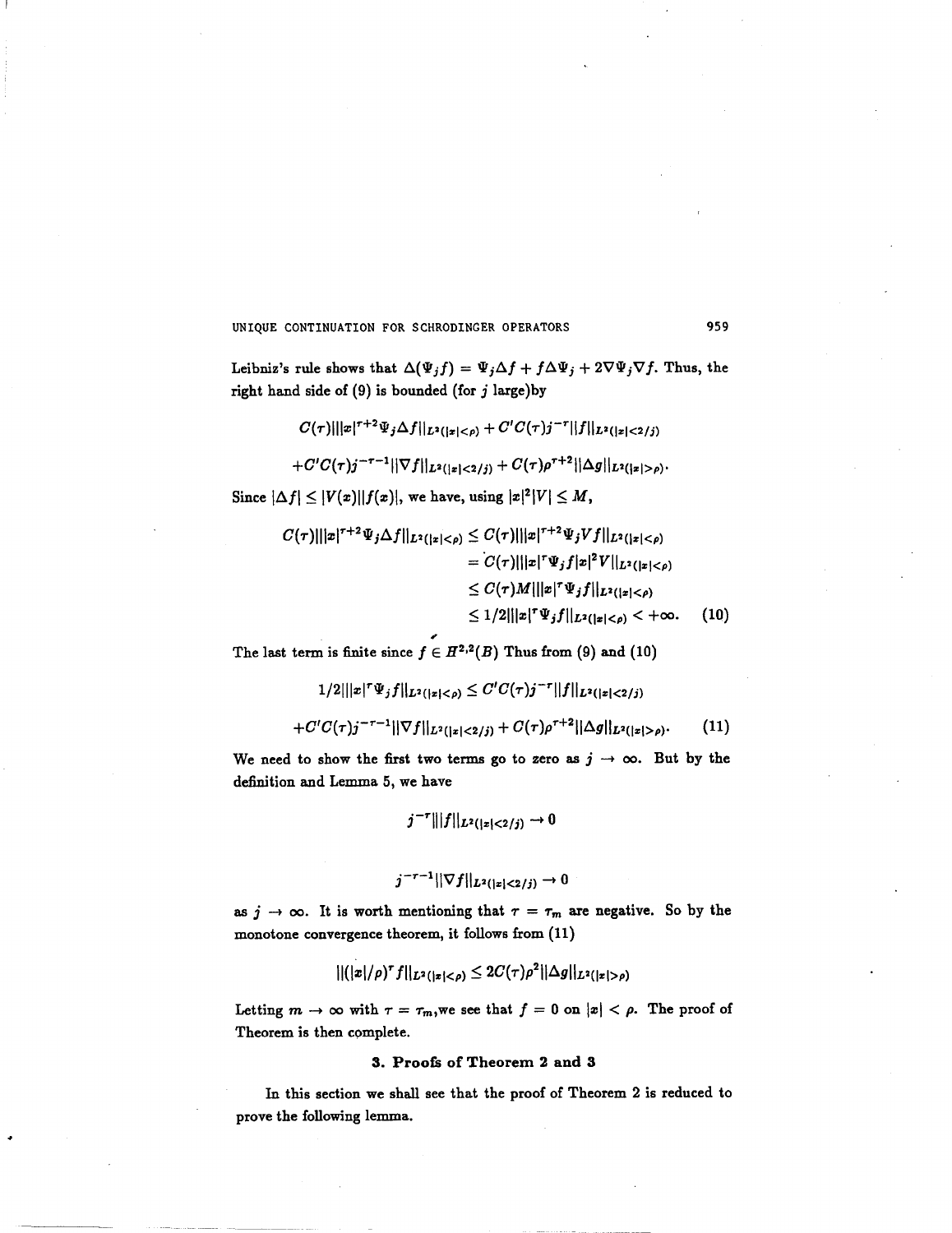Leibniz's rule shows that $\Delta(\Psi_j f) = \Psi_j \Delta f + f\Delta\Psi_j + 2\nabla\Psi_j\nabla f$. Thus, the right hand side of (9) is bounded (for $j$ large)by

$$C(\tau)\||x|^{\tau+2}\Psi_j\Delta f\|_{L^2(|x|<\rho)} + C'C(\tau)j^{-\tau}\|f\|_{L^2(|x|<2/j)}$$

$$+C'C(\tau)j^{-\tau-1}\|\nabla f\|_{L^2(|x|<2/j)} + C(\tau)\rho^{\tau+2}\|\Delta g\|_{L^2(|x|>\rho)}.$$

Since $|\Delta f| \leq |V(x)||f(x)|$, we have, using $|x|^2|V| \leq M$,

$$\begin{aligned}
C(\tau)\||x|^{\tau+2}\Psi_j\Delta f\|_{L^2(|x|<\rho)} &\leq C(\tau)\||x|^{\tau+2}\Psi_j V f\|_{L^2(|x|<\rho)} \\
&= C(\tau)\||x|^{\tau}\Psi_j f|x|^2 V\|_{L^2(|x|<\rho)} \\
&\leq C(\tau)M\||x|^{\tau}\Psi_j f\|_{L^2(|x|<\rho)} \\
&\leq 1/2\||x|^{\tau}\Psi_j f\|_{L^2(|x|<\rho)} < +\infty. \qquad (10)
\end{aligned}$$

The last term is finite since $f \in H^{2,2}(B)$ Thus from (9) and (10)

$$1/2\||x|^{\tau}\Psi_j f\|_{L^2(|x|<\rho)} \leq C'C(\tau)j^{-\tau}\|f\|_{L^2(|x|<2/j)}$$

$$+C'C(\tau)j^{-\tau-1}\|\nabla f\|_{L^2(|x|<2/j)} + C(\tau)\rho^{\tau+2}\|\Delta g\|_{L^2(|x|>\rho)}. \qquad (11)$$

We need to show the first two terms go to zero as $j \to \infty$. But by the definition and Lemma 5, we have

$$j^{-\tau}\|f\|_{L^2(|x|<2/j)} \to 0$$

$$j^{-\tau-1}\|\nabla f\|_{L^2(|x|<2/j)} \to 0$$

as $j \to \infty$. It is worth mentioning that $\tau = \tau_m$ are negative. So by the monotone convergence theorem, it follows from (11)

$$\|(|x|/\rho)^{\tau} f\|_{L^2(|x|<\rho)} \leq 2C(\tau)\rho^2\|\Delta g\|_{L^2(|x|>\rho)}$$

Letting $m \to \infty$ with $\tau = \tau_m$,we see that $f = 0$ on $|x| < \rho$. The proof of Theorem is then complete.

## 3. Proofs of Theorem 2 and 3

In this section we shall see that the proof of Theorem 2 is reduced to prove the following lemma.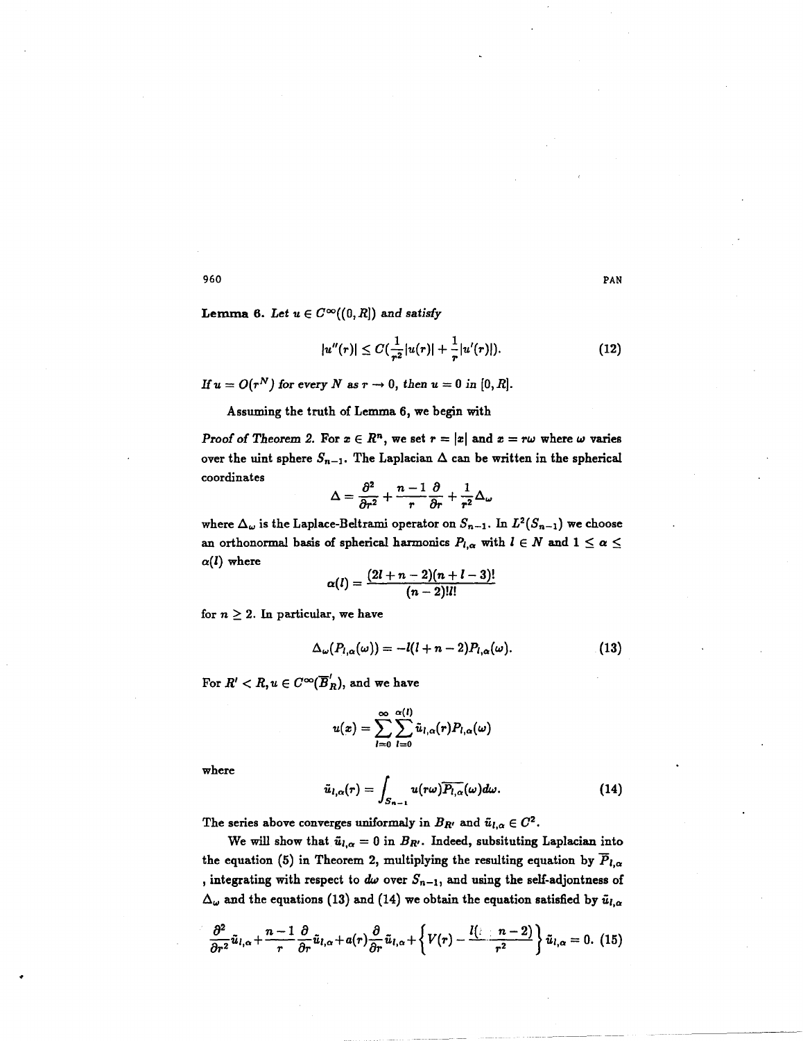**Lemma 6.** *Let $u \in C^\infty((0, R])$ and satisfy*

$$|u''(r)| \leq C(\frac{1}{r^2}|u(r)| + \frac{1}{r}|u'(r)|). \tag{12}$$

*If $u = O(r^N)$ for every $N$ as $r \to 0$, then $u = 0$ in $[0, R]$.*

Assuming the truth of Lemma 6, we begin with

*Proof of Theorem 2.* For $x \in R^n$, we set $r = |x|$ and $x = r\omega$ where $\omega$ varies over the uint sphere $S_{n-1}$. The Laplacian $\Delta$ can be written in the spherical coordinates

$$\Delta = \frac{\partial^2}{\partial r^2} + \frac{n-1}{r}\frac{\partial}{\partial r} + \frac{1}{r^2}\Delta_\omega$$

where $\Delta_\omega$ is the Laplace-Beltrami operator on $S_{n-1}$. In $L^2(S_{n-1})$ we choose an orthonormal basis of spherical harmonics $P_{l,\alpha}$ with $l \in N$ and $1 \leq \alpha \leq \alpha(l)$ where

$$\alpha(l) = \frac{(2l + n - 2)(n + l - 3)!}{(n-2)!l!}$$

for $n \geq 2$. In particular, we have

$$\Delta_\omega(P_{l,\alpha}(\omega)) = -l(l + n - 2)P_{l,\alpha}(\omega). \tag{13}$$

For $R' < R, u \in C^\infty(\overline{B}'_R)$, and we have

$$u(x) = \sum_{l=0}^{\infty}\sum_{l=0}^{\alpha(l)} \tilde{u}_{l,\alpha}(r)P_{l,\alpha}(\omega)$$

where

$$\tilde{u}_{l,\alpha}(r) = \int_{S_{n-1}} u(r\omega)\overline{P_{l,\alpha}}(\omega)d\omega. \tag{14}$$

The series above converges uniformaly in $B_{R'}$ and $\tilde{u}_{l,\alpha} \in C^2$.

We will show that $\tilde{u}_{l,\alpha} = 0$ in $B_{R'}$. Indeed, subsituting Laplacian into the equation (5) in Theorem 2, multiplying the resulting equation by $\overline{P}_{l,\alpha}$ , integrating with respect to $d\omega$ over $S_{n-1}$, and using the self-adjontness of $\Delta_\omega$ and the equations (13) and (14) we obtain the equation satisfied by $\tilde{u}_{l,\alpha}$

$$\frac{\partial^2}{\partial r^2}\tilde{u}_{l,\alpha} + \frac{n-1}{r}\frac{\partial}{\partial r}\tilde{u}_{l,\alpha} + a(r)\frac{\partial}{\partial r}\tilde{u}_{l,\alpha} + \left\{V(r) - \frac{l(l + n-2)}{r^2}\right\}\tilde{u}_{l,\alpha} = 0. \tag{15}$$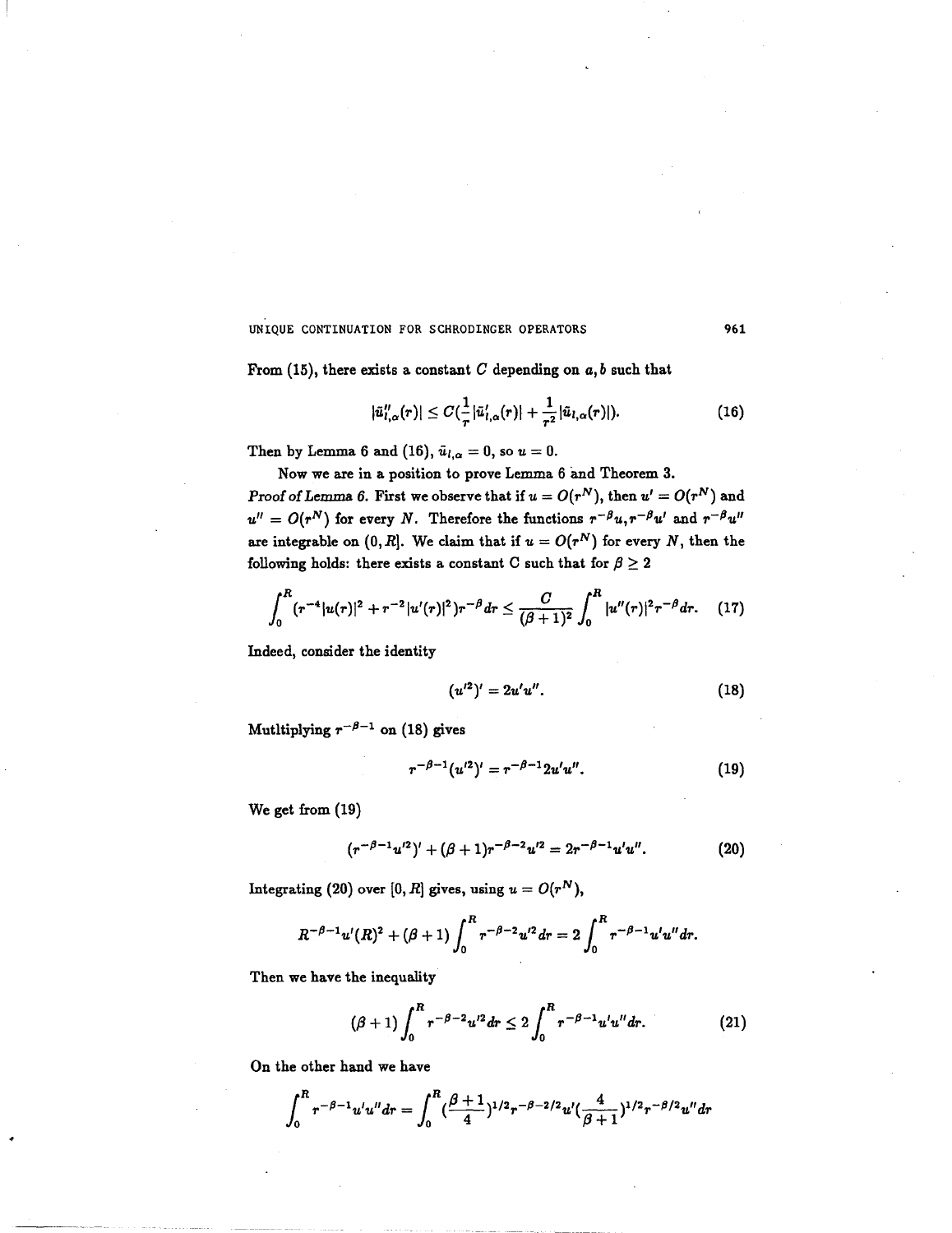From (15), there exists a constant $C$ depending on $a, b$ such that

$$|\tilde{u}''_{l,\alpha}(r)| \leq C(\frac{1}{r}|\tilde{u}'_{l,\alpha}(r)| + \frac{1}{r^2}|\tilde{u}_{l,\alpha}(r)|). \tag{16}$$

Then by Lemma 6 and (16), $\tilde{u}_{l,\alpha} = 0$, so $u = 0$.

Now we are in a position to prove Lemma 6 and Theorem 3.

*Proof of Lemma 6.* First we observe that if $u = O(r^N)$, then $u' = O(r^N)$ and $u'' = O(r^N)$ for every $N$. Therefore the functions $r^{-\beta}u, r^{-\beta}u'$ and $r^{-\beta}u''$ are integrable on $(0, R]$. We claim that if $u = O(r^N)$ for every $N$, then the following holds: there exists a constant C such that for $\beta \geq 2$

$$\int_0^R (r^{-4}|u(r)|^2 + r^{-2}|u'(r)|^2)r^{-\beta}dr \leq \frac{C}{(\beta+1)^2}\int_0^R |u''(r)|^2 r^{-\beta}dr. \tag{17}$$

Indeed, consider the identity

$$(u'^2)' = 2u'u''. \tag{18}$$

Mutltiplying $r^{-\beta-1}$ on (18) gives

$$r^{-\beta-1}(u'^2)' = r^{-\beta-1}2u'u''. \tag{19}$$

We get from (19)

$$(r^{-\beta-1}u'^2)' + (\beta+1)r^{-\beta-2}u'^2 = 2r^{-\beta-1}u'u''. \tag{20}$$

Integrating (20) over $[0, R]$ gives, using $u = O(r^N)$,

$$R^{-\beta-1}u'(R)^2 + (\beta+1)\int_0^R r^{-\beta-2}u'^2 dr = 2\int_0^R r^{-\beta-1}u'u''dr.$$

Then we have the inequality

$$(\beta+1)\int_0^R r^{-\beta-2}u'^2 dr \leq 2\int_0^R r^{-\beta-1}u'u''dr. \tag{21}$$

On the other hand we have

$$\int_0^R r^{-\beta-1}u'u''dr = \int_0^R (\frac{\beta+1}{4})^{1/2} r^{-\beta-2/2}u'(\frac{4}{\beta+1})^{1/2} r^{-\beta/2}u''dr$$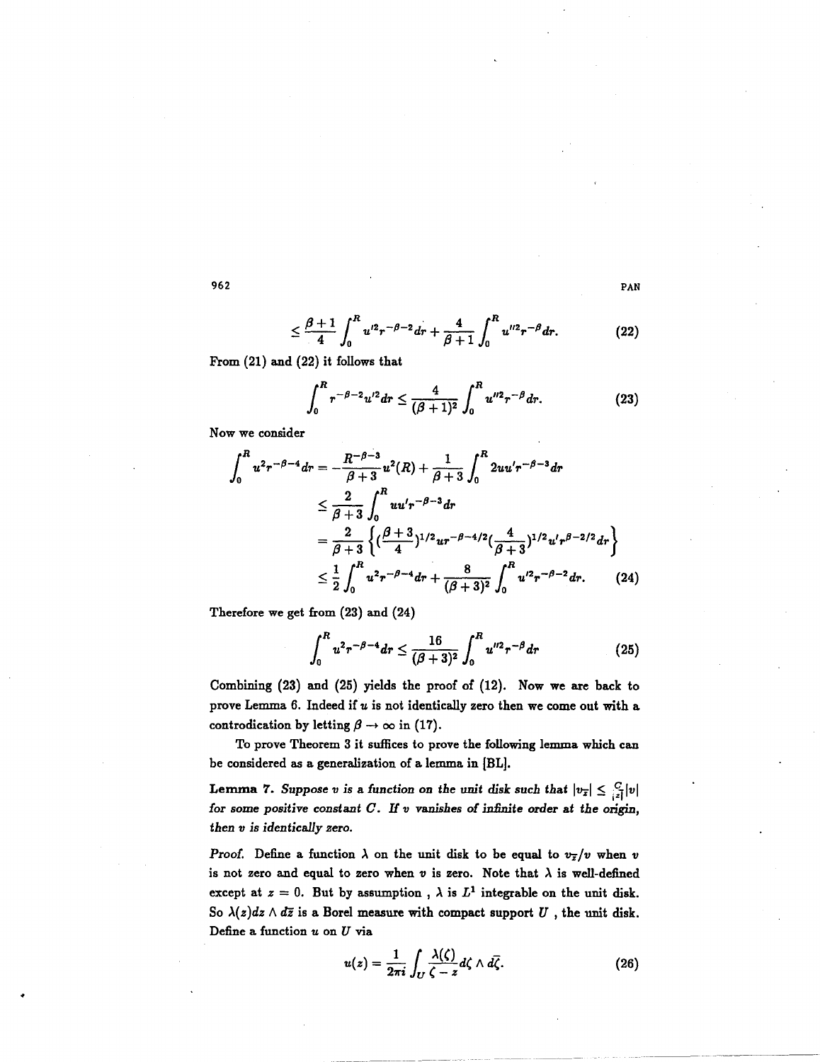$$\leq \frac{\beta+1}{4}\int_0^R u'^2 r^{-\beta-2}dr + \frac{4}{\beta+1}\int_0^R u''^2 r^{-\beta}dr. \tag{22}$$

From (21) and (22) it follows that

$$\int_0^R r^{-\beta-2}u'^2 dr \leq \frac{4}{(\beta+1)^2}\int_0^R u''^2 r^{-\beta}dr. \tag{23}$$

Now we consider

$$\begin{aligned}
\int_0^R u^2 r^{-\beta-4}dr &= -\frac{R^{-\beta-3}}{\beta+3}u^2(R) + \frac{1}{\beta+3}\int_0^R 2uu' r^{-\beta-3}dr \\
&\leq \frac{2}{\beta+3}\int_0^R uu' r^{-\beta-3}dr \\
&= \frac{2}{\beta+3}\left\{ (\frac{\beta+3}{4})^{1/2} u r^{-\beta-4/2} (\frac{4}{\beta+3})^{1/2} u' r^{\beta-2/2} dr \right\} \\
&\leq \frac{1}{2}\int_0^R u^2 r^{-\beta-4}dr + \frac{8}{(\beta+3)^2}\int_0^R u'^2 r^{-\beta-2}dr. 
\end{aligned} \tag{24}$$

Therefore we get from (23) and (24)

$$\int_0^R u^2 r^{-\beta-4}dr \leq \frac{16}{(\beta+3)^2}\int_0^R u''^2 r^{-\beta}dr \tag{25}$$

Combining (23) and (25) yields the proof of (12). Now we are back to prove Lemma 6. Indeed if $u$ is not identically zero then we come out with a controdication by letting $\beta \to \infty$ in (17).

To prove Theorem 3 it suffices to prove the following lemma which can be considered as a generalization of a lemma in [BL].

**Lemma 7.** *Suppose $v$ is a function on the unit disk such that $|v_{\bar{z}}| \leq \frac{C}{|z|}|v|$ for some positive constant $C$. If $v$ vanishes of infinite order at the origin, then $v$ is identically zero.*

*Proof.* Define a function $\lambda$ on the unit disk to be equal to $v_{\bar{z}}/v$ when $v$ is not zero and equal to zero when $v$ is zero. Note that $\lambda$ is well-defined except at $z = 0$. But by assumption , $\lambda$ is $L^1$ integrable on the unit disk. So $\lambda(z)dz \wedge d\bar{z}$ is a Borel measure with compact support $U$ , the unit disk. Define a function $u$ on $U$ via

$$u(z) = \frac{1}{2\pi i}\int_U \frac{\lambda(\zeta)}{\zeta - z}d\zeta \wedge d\bar{\zeta}. \tag{26}$$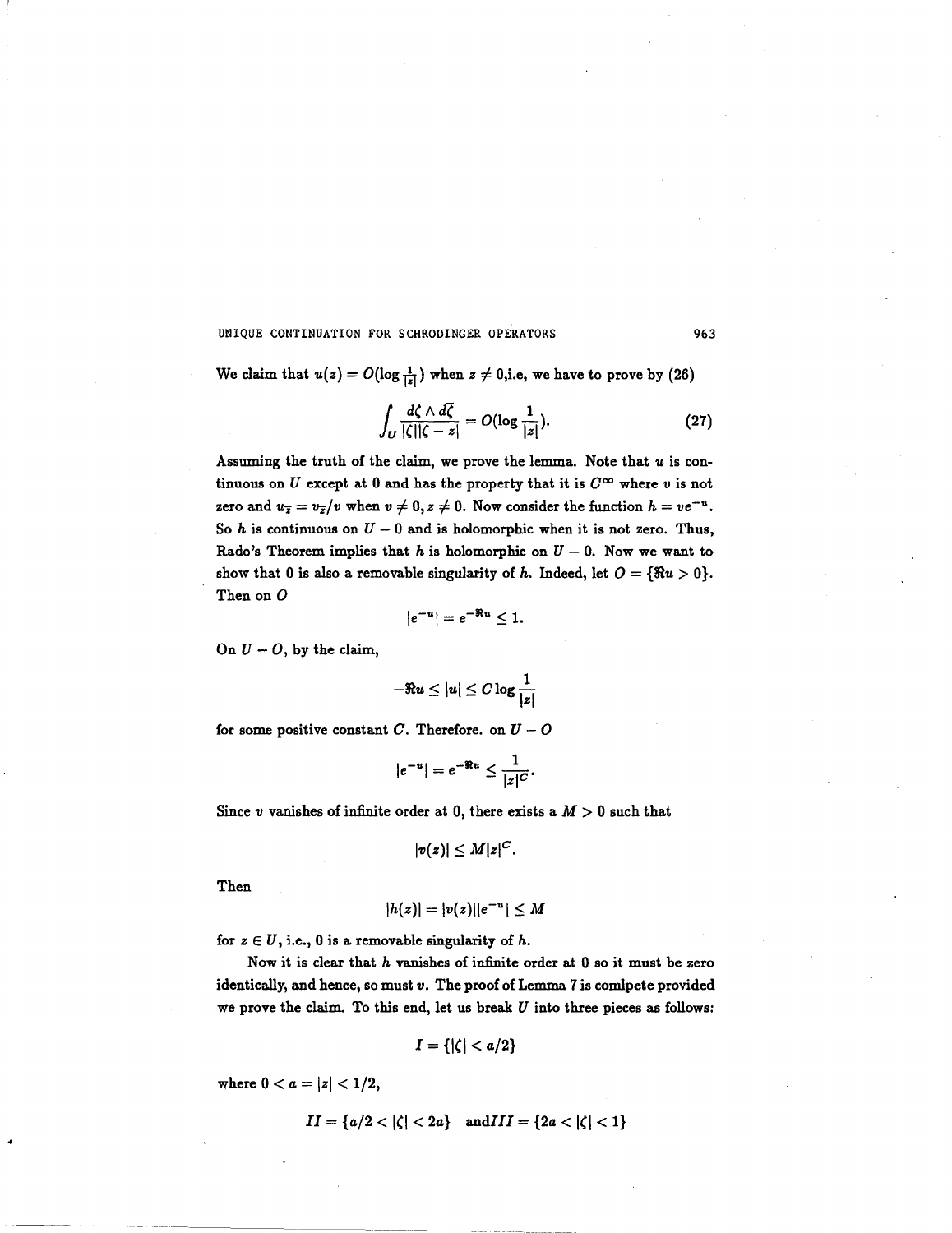We claim that $u(z) = O(\log \frac{1}{|z|})$ when $z \neq 0$,i.e, we have to prove by (26)

$$\int_U \frac{d\zeta \wedge d\bar{\zeta}}{|\zeta||\zeta - z|} = O(\log \frac{1}{|z|}). \tag{27}$$

Assuming the truth of the claim, we prove the lemma. Note that $u$ is continuous on $U$ except at 0 and has the property that it is $C^\infty$ where $v$ is not zero and $u_{\bar{z}} = v_{\bar{z}}/v$ when $v \neq 0, z \neq 0$. Now consider the function $h = ve^{-u}$. So $h$ is continuous on $U - 0$ and is holomorphic when it is not zero. Thus, Rado's Theorem implies that $h$ is holomorphic on $U - 0$. Now we want to show that 0 is also a removable singularity of $h$. Indeed, let $O = \{\Re u > 0\}$. Then on $O$

$$|e^{-u}| = e^{-\Re u} \leq 1.$$

On $U - O$, by the claim,

$$-\Re u \leq |u| \leq C \log \frac{1}{|z|}$$

for some positive constant $C$. Therefore. on $U - O$

$$|e^{-u}| = e^{-\Re u} \leq \frac{1}{|z|^C}.$$

Since $v$ vanishes of infinite order at 0, there exists a $M > 0$ such that

$$|v(z)| \leq M|z|^C.$$

Then

$$|h(z)| = |v(z)||e^{-u}| \leq M$$

for $z \in U$, i.e., 0 is a removable singularity of $h$.

Now it is clear that $h$ vanishes of infinite order at 0 so it must be zero identically, and hence, so must $v$. The proof of Lemma 7 is comlpete provided we prove the claim. To this end, let us break $U$ into three pieces as follows:

$$I = \{|\zeta| < a/2\}$$

where $0 < a = |z| < 1/2$,

$$II = \{a/2 < |\zeta| < 2a\} \quad \text{and} III = \{2a < |\zeta| < 1\}$$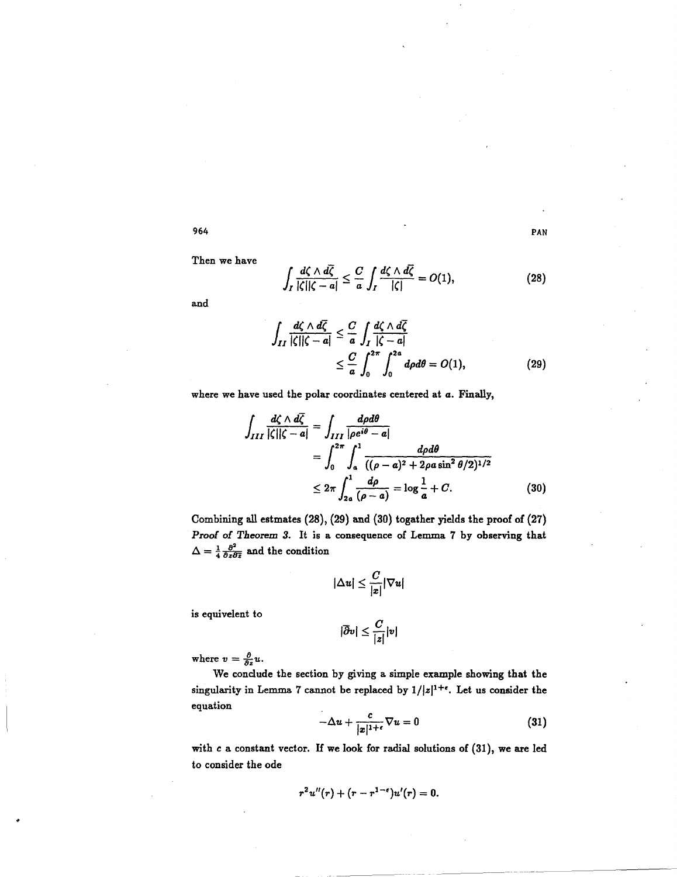Then we have

$$\int_I \frac{d\zeta \wedge d\bar{\zeta}}{|\zeta||\zeta - a|} \le \frac{C}{a} \int_I \frac{d\zeta \wedge d\bar{\zeta}}{|\zeta|} = O(1), \tag{28}$$

and

$$\begin{aligned} \int_{II} \frac{d\zeta \wedge d\bar{\zeta}}{|\zeta||\zeta - a|} &\le \frac{C}{a} \int_I \frac{d\zeta \wedge d\bar{\zeta}}{|\zeta - a|} \\ &\le \frac{C}{a} \int_0^{2\pi} \int_0^{2a} d\rho d\theta = O(1), \end{aligned} \tag{29}$$

where we have used the polar coordinates centered at $a$. Finally,

$$\begin{aligned} \int_{III} \frac{d\zeta \wedge d\bar{\zeta}}{|\zeta||\zeta - a|} &= \int_{III} \frac{d\rho d\theta}{|\rho e^{i\theta} - a|} \\ &= \int_0^{2\pi} \int_a^1 \frac{d\rho d\theta}{((\rho - a)^2 + 2\rho a \sin^2 \theta/2)^{1/2}} \\ &\le 2\pi \int_{2a}^1 \frac{d\rho}{(\rho - a)} = \log \frac{1}{a} + C. \end{aligned} \tag{30}$$

Combining all estmates (28), (29) and (30) togather yields the proof of (27)

*Proof of Theorem 3.* It is a consequence of Lemma 7 by observing that $\Delta = \frac{1}{4} \frac{\partial^2}{\partial z \partial \bar{z}}$ and the condition

$$|\Delta u| \le \frac{C}{|x|} |\nabla u|$$

is equivelent to

$$|\bar{\partial} v| \le \frac{C}{|z|} |v|$$

where $v = \frac{\partial}{\partial z} u$.

We conclude the section by giving a simple example showing that the singularity in Lemma 7 cannot be replaced by $1/|z|^{1+\epsilon}$. Let us consider the equation

$$-\Delta u + \frac{c}{|x|^{1+\epsilon}} \nabla u = 0 \tag{31}$$

with $c$ a constant vector. If we look for radial solutions of (31), we are led to consider the ode

$$r^2 u''(r) + (r - r^{1-\epsilon}) u'(r) = 0.$$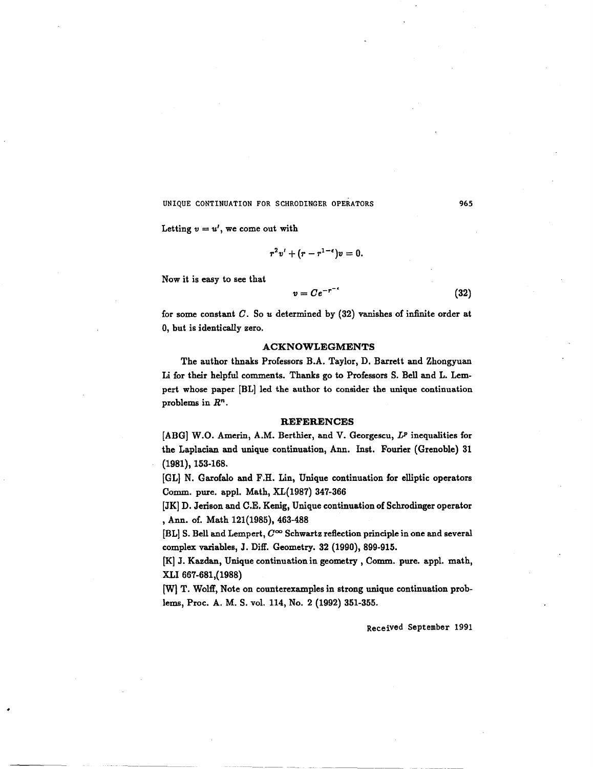Letting $v = u'$, we come out with

$$r^2 v' + (r - r^{1-\epsilon})v = 0.$$

Now it is easy to see that

$$v = Ce^{-r^{-\epsilon}} \tag{32}$$

for some constant $C$. So $u$ determined by (32) vanishes of infinite order at 0, but is identically zero.

## ACKNOWLEGMENTS

The author thnaks Professors B.A. Taylor, D. Barrett and Zhongyuan Li for their helpful comments. Thanks go to Professors S. Bell and L. Lempert whose paper [BL] led the author to consider the unique continuation problems in $R^n$.

## REFERENCES

[ABG] W.O. Amerin, A.M. Berthier, and V. Georgescu, $L^p$ inequalities for the Laplacian and unique continuation, Ann. Inst. Fourier (Grenoble) 31 (1981), 153-168.

[GL] N. Garofalo and F.H. Lin, Unique continuation for elliptic operators Comm. pure. appl. Math, XL(1987) 347-366

[JK] D. Jerison and C.E. Kenig, Unique continuation of Schrodinger operator , Ann. of. Math 121(1985), 463-488

[BL] S. Bell and Lempert, $C^\infty$ Schwartz reflection principle in one and several complex variables, J. Diff. Geometry. 32 (1990), 899-915.

[K] J. Kazdan, Unique continuation in geometry , Comm. pure. appl. math, XLI 667-681,(1988)

[W] T. Wolff, Note on counterexamples in strong unique continuation problems, Proc. A. M. S. vol. 114, No. 2 (1992) 351-355.

Received September 1991